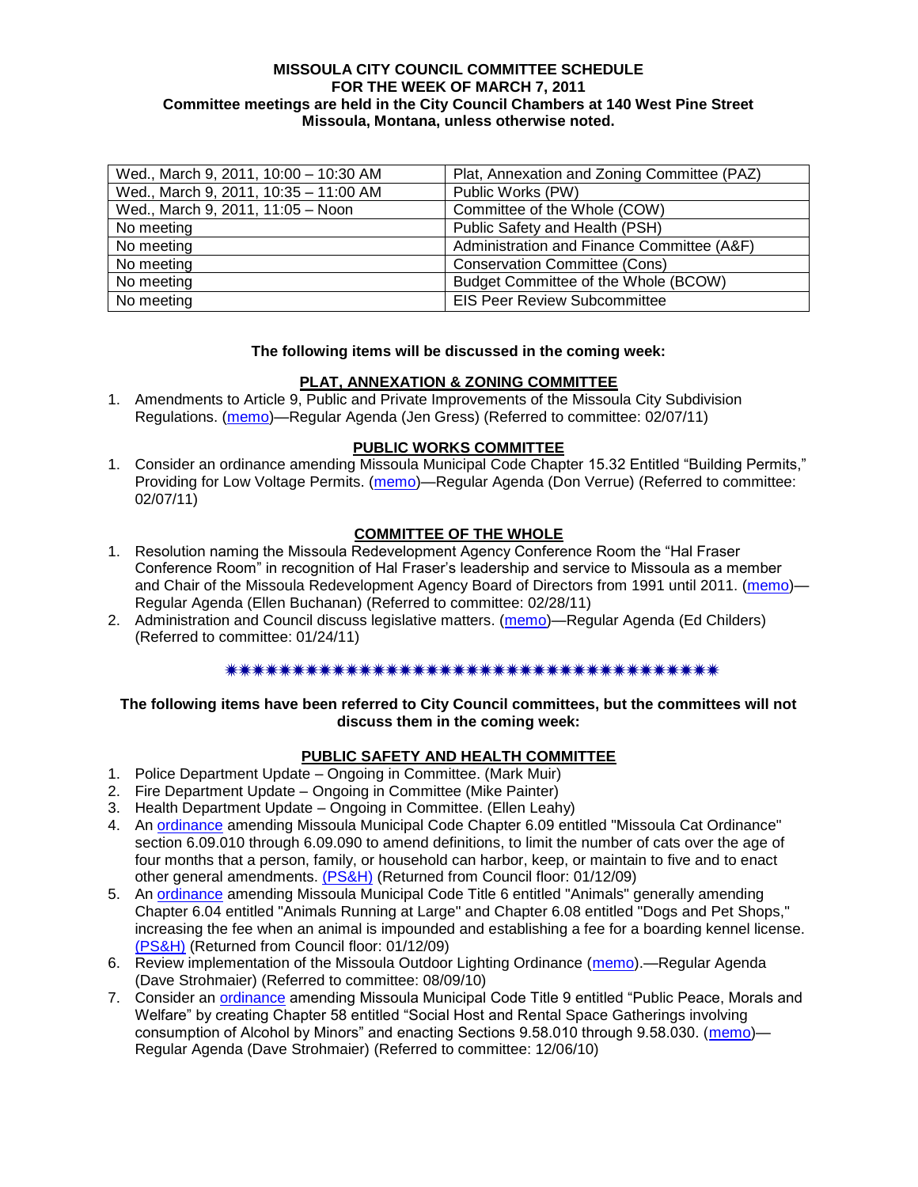**MISSOULA CITY COUNCIL COMMITTEE SCHEDULE**
**FOR THE WEEK OF MARCH 7, 2011**
**Committee meetings are held in the City Council Chambers at 140 West Pine Street**
**Missoula, Montana, unless otherwise noted.**

| | |
|---|---|
| Wed., March 9, 2011, 10:00 – 10:30 AM | Plat, Annexation and Zoning Committee (PAZ) |
| Wed., March 9, 2011, 10:35 – 11:00 AM | Public Works (PW) |
| Wed., March 9, 2011, 11:05 – Noon | Committee of the Whole (COW) |
| No meeting | Public Safety and Health (PSH) |
| No meeting | Administration and Finance Committee (A&F) |
| No meeting | Conservation Committee (Cons) |
| No meeting | Budget Committee of the Whole (BCOW) |
| No meeting | EIS Peer Review Subcommittee |

**The following items will be discussed in the coming week:**

**PLAT, ANNEXATION & ZONING COMMITTEE**

1. Amendments to Article 9, Public and Private Improvements of the Missoula City Subdivision Regulations. (memo)—Regular Agenda (Jen Gress) (Referred to committee: 02/07/11)

**PUBLIC WORKS COMMITTEE**

1. Consider an ordinance amending Missoula Municipal Code Chapter 15.32 Entitled "Building Permits," Providing for Low Voltage Permits. (memo)—Regular Agenda (Don Verrue) (Referred to committee: 02/07/11)

**COMMITTEE OF THE WHOLE**

1. Resolution naming the Missoula Redevelopment Agency Conference Room the "Hal Fraser Conference Room" in recognition of Hal Fraser's leadership and service to Missoula as a member and Chair of the Missoula Redevelopment Agency Board of Directors from 1991 until 2011. (memo)—Regular Agenda (Ellen Buchanan) (Referred to committee: 02/28/11)
2. Administration and Council discuss legislative matters. (memo)—Regular Agenda (Ed Childers) (Referred to committee: 01/24/11)

✷✷✷✷✷✷✷✷✷✷✷✷✷✷✷✷✷✷✷✷✷✷✷✷✷✷✷✷✷✷✷✷✷✷✷✷✷✷✷

**The following items have been referred to City Council committees, but the committees will not discuss them in the coming week:**

**PUBLIC SAFETY AND HEALTH COMMITTEE**

1. Police Department Update – Ongoing in Committee. (Mark Muir)
2. Fire Department Update – Ongoing in Committee (Mike Painter)
3. Health Department Update – Ongoing in Committee. (Ellen Leahy)
4. An ordinance amending Missoula Municipal Code Chapter 6.09 entitled "Missoula Cat Ordinance" section 6.09.010 through 6.09.090 to amend definitions, to limit the number of cats over the age of four months that a person, family, or household can harbor, keep, or maintain to five and to enact other general amendments. (PS&H) (Returned from Council floor: 01/12/09)
5. An ordinance amending Missoula Municipal Code Title 6 entitled "Animals" generally amending Chapter 6.04 entitled "Animals Running at Large" and Chapter 6.08 entitled "Dogs and Pet Shops," increasing the fee when an animal is impounded and establishing a fee for a boarding kennel license. (PS&H) (Returned from Council floor: 01/12/09)
6. Review implementation of the Missoula Outdoor Lighting Ordinance (memo).—Regular Agenda (Dave Strohmaier) (Referred to committee: 08/09/10)
7. Consider an ordinance amending Missoula Municipal Code Title 9 entitled "Public Peace, Morals and Welfare" by creating Chapter 58 entitled "Social Host and Rental Space Gatherings involving consumption of Alcohol by Minors" and enacting Sections 9.58.010 through 9.58.030. (memo)—Regular Agenda (Dave Strohmaier) (Referred to committee: 12/06/10)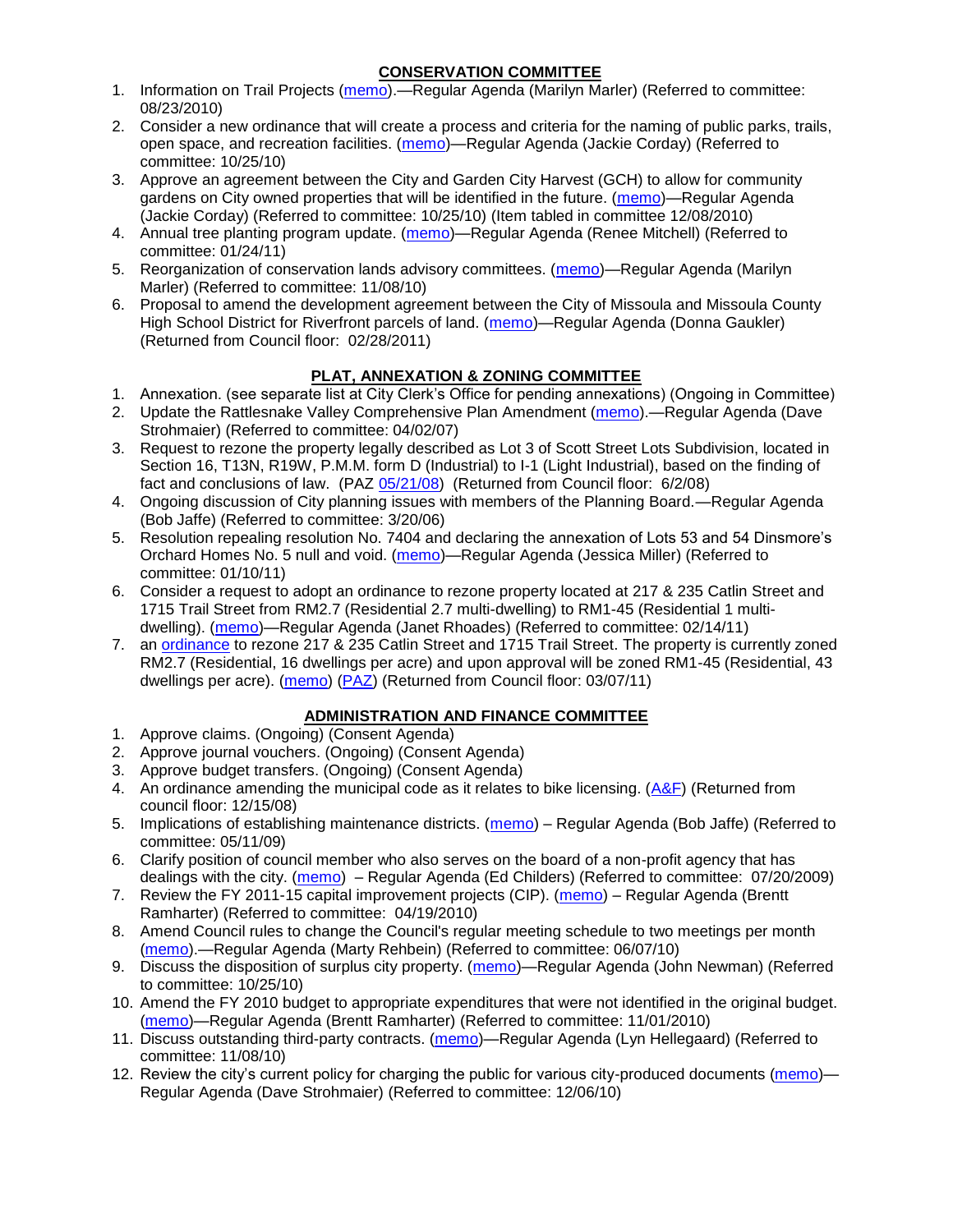## CONSERVATION COMMITTEE

1. Information on Trail Projects (memo).—Regular Agenda (Marilyn Marler) (Referred to committee: 08/23/2010)
2. Consider a new ordinance that will create a process and criteria for the naming of public parks, trails, open space, and recreation facilities. (memo)—Regular Agenda (Jackie Corday) (Referred to committee: 10/25/10)
3. Approve an agreement between the City and Garden City Harvest (GCH) to allow for community gardens on City owned properties that will be identified in the future. (memo)—Regular Agenda (Jackie Corday) (Referred to committee: 10/25/10) (Item tabled in committee 12/08/2010)
4. Annual tree planting program update. (memo)—Regular Agenda (Renee Mitchell) (Referred to committee: 01/24/11)
5. Reorganization of conservation lands advisory committees. (memo)—Regular Agenda (Marilyn Marler) (Referred to committee: 11/08/10)
6. Proposal to amend the development agreement between the City of Missoula and Missoula County High School District for Riverfront parcels of land. (memo)—Regular Agenda (Donna Gaukler) (Returned from Council floor: 02/28/2011)

## PLAT, ANNEXATION & ZONING COMMITTEE

1. Annexation. (see separate list at City Clerk's Office for pending annexations) (Ongoing in Committee)
2. Update the Rattlesnake Valley Comprehensive Plan Amendment (memo).—Regular Agenda (Dave Strohmaier) (Referred to committee: 04/02/07)
3. Request to rezone the property legally described as Lot 3 of Scott Street Lots Subdivision, located in Section 16, T13N, R19W, P.M.M. form D (Industrial) to I-1 (Light Industrial), based on the finding of fact and conclusions of law. (PAZ 05/21/08) (Returned from Council floor: 6/2/08)
4. Ongoing discussion of City planning issues with members of the Planning Board.—Regular Agenda (Bob Jaffe) (Referred to committee: 3/20/06)
5. Resolution repealing resolution No. 7404 and declaring the annexation of Lots 53 and 54 Dinsmore's Orchard Homes No. 5 null and void. (memo)—Regular Agenda (Jessica Miller) (Referred to committee: 01/10/11)
6. Consider a request to adopt an ordinance to rezone property located at 217 & 235 Catlin Street and 1715 Trail Street from RM2.7 (Residential 2.7 multi-dwelling) to RM1-45 (Residential 1 multi-dwelling). (memo)—Regular Agenda (Janet Rhoades) (Referred to committee: 02/14/11)
7. an ordinance to rezone 217 & 235 Catlin Street and 1715 Trail Street. The property is currently zoned RM2.7 (Residential, 16 dwellings per acre) and upon approval will be zoned RM1-45 (Residential, 43 dwellings per acre). (memo) (PAZ) (Returned from Council floor: 03/07/11)

## ADMINISTRATION AND FINANCE COMMITTEE

1. Approve claims. (Ongoing) (Consent Agenda)
2. Approve journal vouchers. (Ongoing) (Consent Agenda)
3. Approve budget transfers. (Ongoing) (Consent Agenda)
4. An ordinance amending the municipal code as it relates to bike licensing. (A&F) (Returned from council floor: 12/15/08)
5. Implications of establishing maintenance districts. (memo) – Regular Agenda (Bob Jaffe) (Referred to committee: 05/11/09)
6. Clarify position of council member who also serves on the board of a non-profit agency that has dealings with the city. (memo) – Regular Agenda (Ed Childers) (Referred to committee: 07/20/2009)
7. Review the FY 2011-15 capital improvement projects (CIP). (memo) – Regular Agenda (Brentt Ramharter) (Referred to committee: 04/19/2010)
8. Amend Council rules to change the Council's regular meeting schedule to two meetings per month (memo).—Regular Agenda (Marty Rehbein) (Referred to committee: 06/07/10)
9. Discuss the disposition of surplus city property. (memo)—Regular Agenda (John Newman) (Referred to committee: 10/25/10)
10. Amend the FY 2010 budget to appropriate expenditures that were not identified in the original budget. (memo)—Regular Agenda (Brentt Ramharter) (Referred to committee: 11/01/2010)
11. Discuss outstanding third-party contracts. (memo)—Regular Agenda (Lyn Hellegaard) (Referred to committee: 11/08/10)
12. Review the city's current policy for charging the public for various city-produced documents (memo)—Regular Agenda (Dave Strohmaier) (Referred to committee: 12/06/10)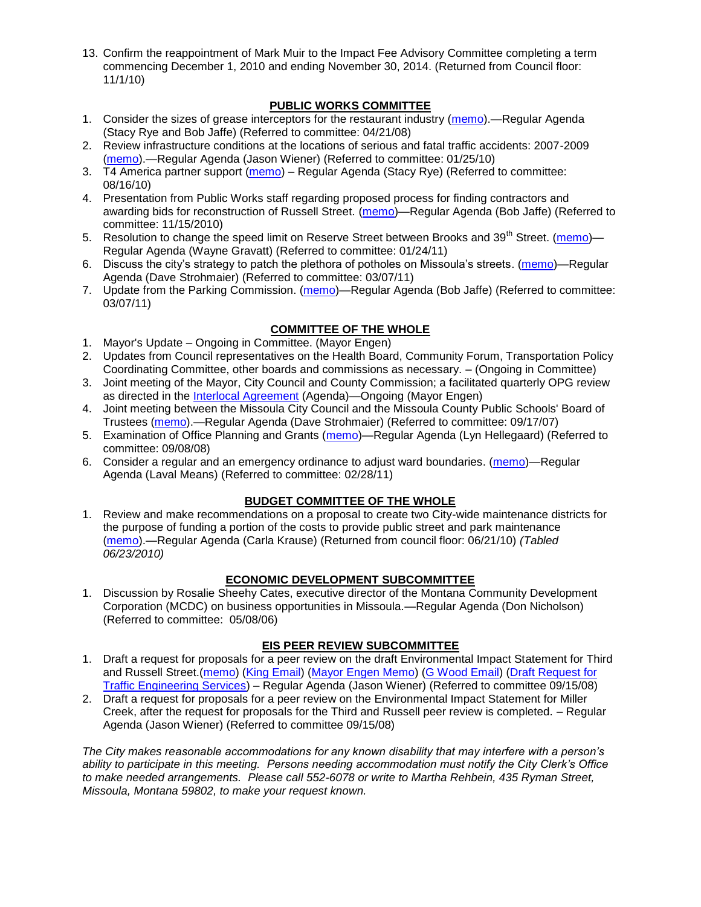13. Confirm the reappointment of Mark Muir to the Impact Fee Advisory Committee completing a term commencing December 1, 2010 and ending November 30, 2014. (Returned from Council floor: 11/1/10)

## PUBLIC WORKS COMMITTEE

1. Consider the sizes of grease interceptors for the restaurant industry (memo).—Regular Agenda (Stacy Rye and Bob Jaffe) (Referred to committee: 04/21/08)
2. Review infrastructure conditions at the locations of serious and fatal traffic accidents: 2007-2009 (memo).—Regular Agenda (Jason Wiener) (Referred to committee: 01/25/10)
3. T4 America partner support (memo) – Regular Agenda (Stacy Rye) (Referred to committee: 08/16/10)
4. Presentation from Public Works staff regarding proposed process for finding contractors and awarding bids for reconstruction of Russell Street. (memo)—Regular Agenda (Bob Jaffe) (Referred to committee: 11/15/2010)
5. Resolution to change the speed limit on Reserve Street between Brooks and 39th Street. (memo)—Regular Agenda (Wayne Gravatt) (Referred to committee: 01/24/11)
6. Discuss the city's strategy to patch the plethora of potholes on Missoula's streets. (memo)—Regular Agenda (Dave Strohmaier) (Referred to committee: 03/07/11)
7. Update from the Parking Commission. (memo)—Regular Agenda (Bob Jaffe) (Referred to committee: 03/07/11)

## COMMITTEE OF THE WHOLE

1. Mayor's Update – Ongoing in Committee. (Mayor Engen)
2. Updates from Council representatives on the Health Board, Community Forum, Transportation Policy Coordinating Committee, other boards and commissions as necessary. – (Ongoing in Committee)
3. Joint meeting of the Mayor, City Council and County Commission; a facilitated quarterly OPG review as directed in the Interlocal Agreement (Agenda)—Ongoing (Mayor Engen)
4. Joint meeting between the Missoula City Council and the Missoula County Public Schools' Board of Trustees (memo).—Regular Agenda (Dave Strohmaier) (Referred to committee: 09/17/07)
5. Examination of Office Planning and Grants (memo)—Regular Agenda (Lyn Hellegaard) (Referred to committee: 09/08/08)
6. Consider a regular and an emergency ordinance to adjust ward boundaries. (memo)—Regular Agenda (Laval Means) (Referred to committee: 02/28/11)

## BUDGET COMMITTEE OF THE WHOLE

1. Review and make recommendations on a proposal to create two City-wide maintenance districts for the purpose of funding a portion of the costs to provide public street and park maintenance (memo).—Regular Agenda (Carla Krause) (Returned from council floor: 06/21/10) *(Tabled 06/23/2010)*

## ECONOMIC DEVELOPMENT SUBCOMMITTEE

1. Discussion by Rosalie Sheehy Cates, executive director of the Montana Community Development Corporation (MCDC) on business opportunities in Missoula.—Regular Agenda (Don Nicholson) (Referred to committee: 05/08/06)

## EIS PEER REVIEW SUBCOMMITTEE

1. Draft a request for proposals for a peer review on the draft Environmental Impact Statement for Third and Russell Street.(memo) (King Email) (Mayor Engen Memo) (G Wood Email) (Draft Request for Traffic Engineering Services) – Regular Agenda (Jason Wiener) (Referred to committee 09/15/08)
2. Draft a request for proposals for a peer review on the Environmental Impact Statement for Miller Creek, after the request for proposals for the Third and Russell peer review is completed. – Regular Agenda (Jason Wiener) (Referred to committee 09/15/08)

*The City makes reasonable accommodations for any known disability that may interfere with a person's ability to participate in this meeting. Persons needing accommodation must notify the City Clerk's Office to make needed arrangements. Please call 552-6078 or write to Martha Rehbein, 435 Ryman Street, Missoula, Montana 59802, to make your request known.*